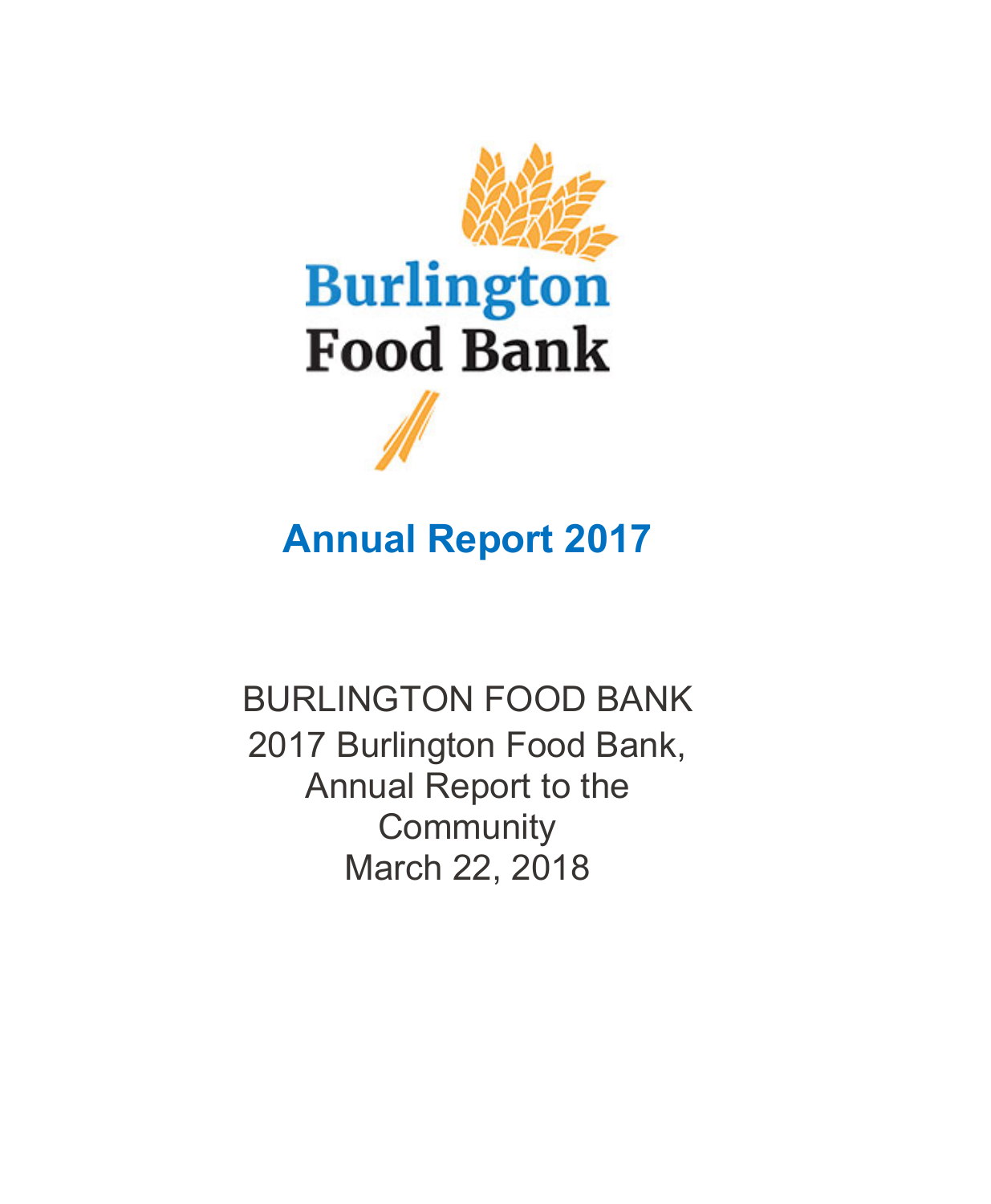Burlington
Food Bank

# Annual Report 2017

BURLINGTON FOOD BANK
2017 Burlington Food Bank,
Annual Report to the
Community
March 22, 2018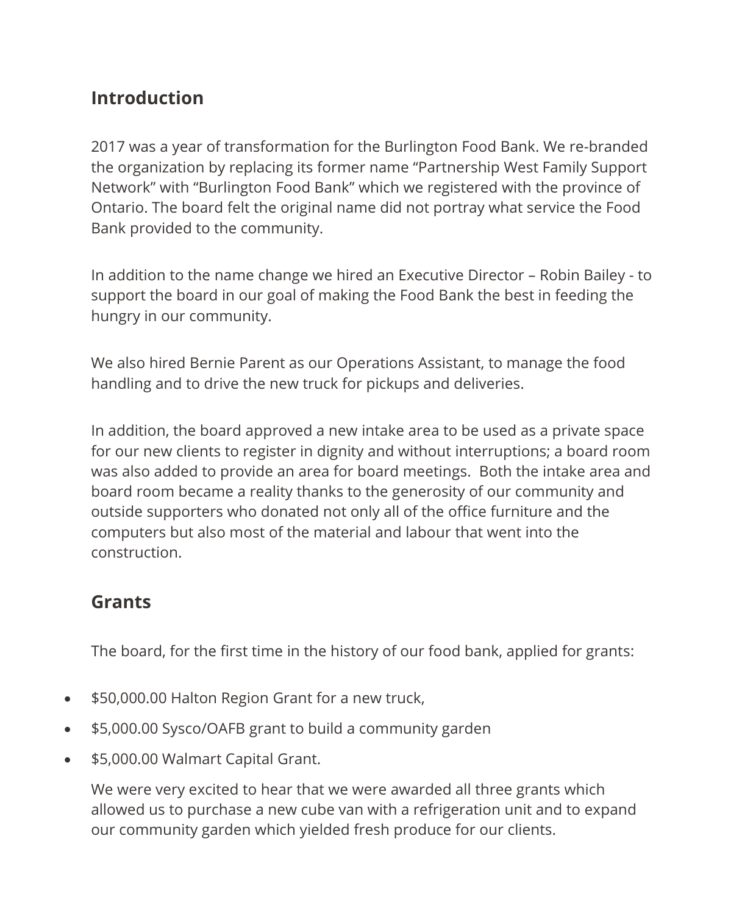## Introduction

2017 was a year of transformation for the Burlington Food Bank. We re-branded the organization by replacing its former name “Partnership West Family Support Network” with “Burlington Food Bank” which we registered with the province of Ontario. The board felt the original name did not portray what service the Food Bank provided to the community.

In addition to the name change we hired an Executive Director – Robin Bailey - to support the board in our goal of making the Food Bank the best in feeding the hungry in our community.

We also hired Bernie Parent as our Operations Assistant, to manage the food handling and to drive the new truck for pickups and deliveries.

In addition, the board approved a new intake area to be used as a private space for our new clients to register in dignity and without interruptions; a board room was also added to provide an area for board meetings. Both the intake area and board room became a reality thanks to the generosity of our community and outside supporters who donated not only all of the office furniture and the computers but also most of the material and labour that went into the construction.

## Grants

The board, for the first time in the history of our food bank, applied for grants:

- $50,000.00 Halton Region Grant for a new truck,
- $5,000.00 Sysco/OAFB grant to build a community garden
- $5,000.00 Walmart Capital Grant.

We were very excited to hear that we were awarded all three grants which allowed us to purchase a new cube van with a refrigeration unit and to expand our community garden which yielded fresh produce for our clients.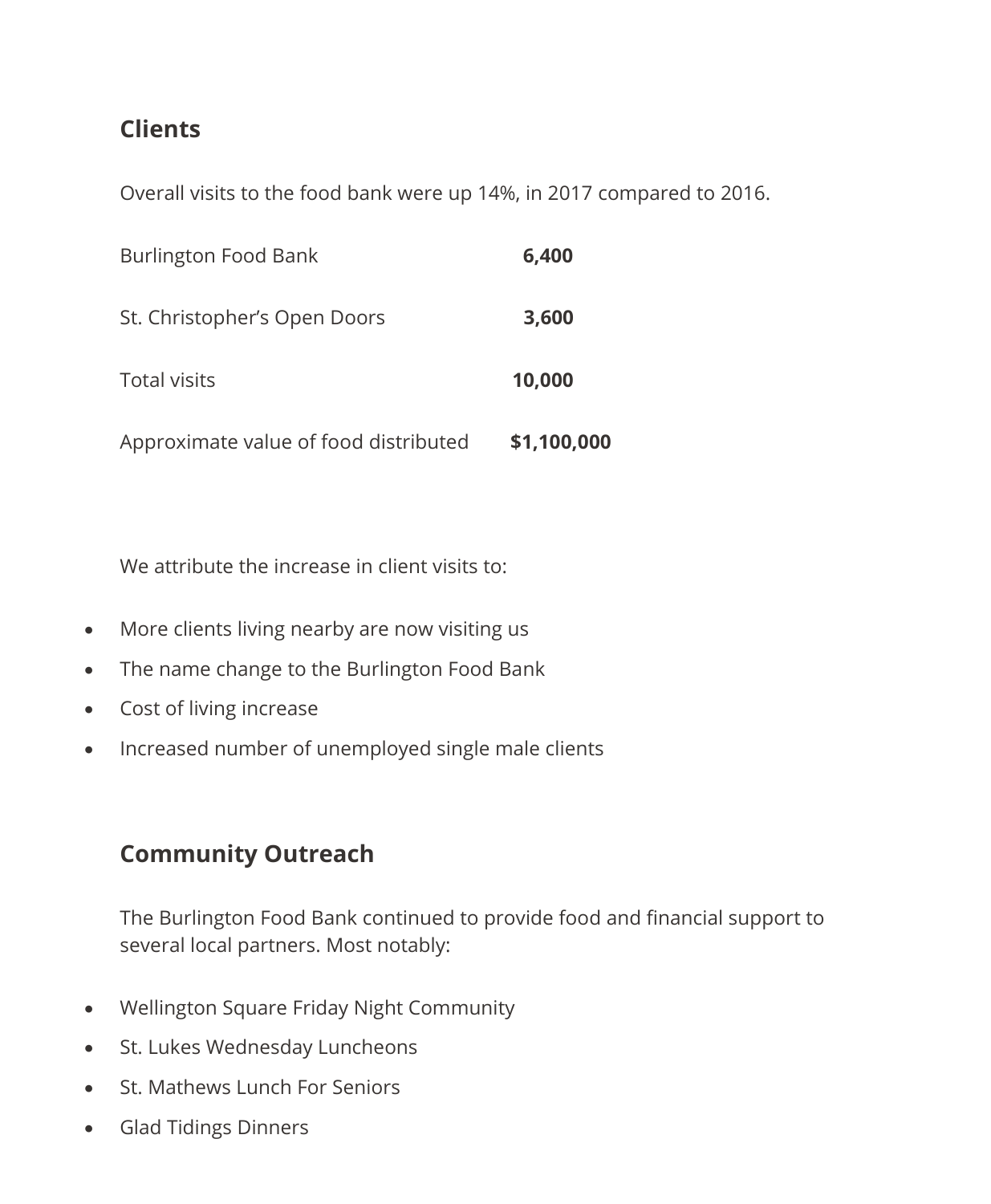## Clients

Overall visits to the food bank were up 14%, in 2017 compared to 2016.

| | |
|---|---|
| Burlington Food Bank | **6,400** |
| St. Christopher's Open Doors | **3,600** |
| Total visits | **10,000** |
| Approximate value of food distributed | **$1,100,000** |

We attribute the increase in client visits to:

- More clients living nearby are now visiting us
- The name change to the Burlington Food Bank
- Cost of living increase
- Increased number of unemployed single male clients

## Community Outreach

The Burlington Food Bank continued to provide food and financial support to several local partners. Most notably:

- Wellington Square Friday Night Community
- St. Lukes Wednesday Luncheons
- St. Mathews Lunch For Seniors
- Glad Tidings Dinners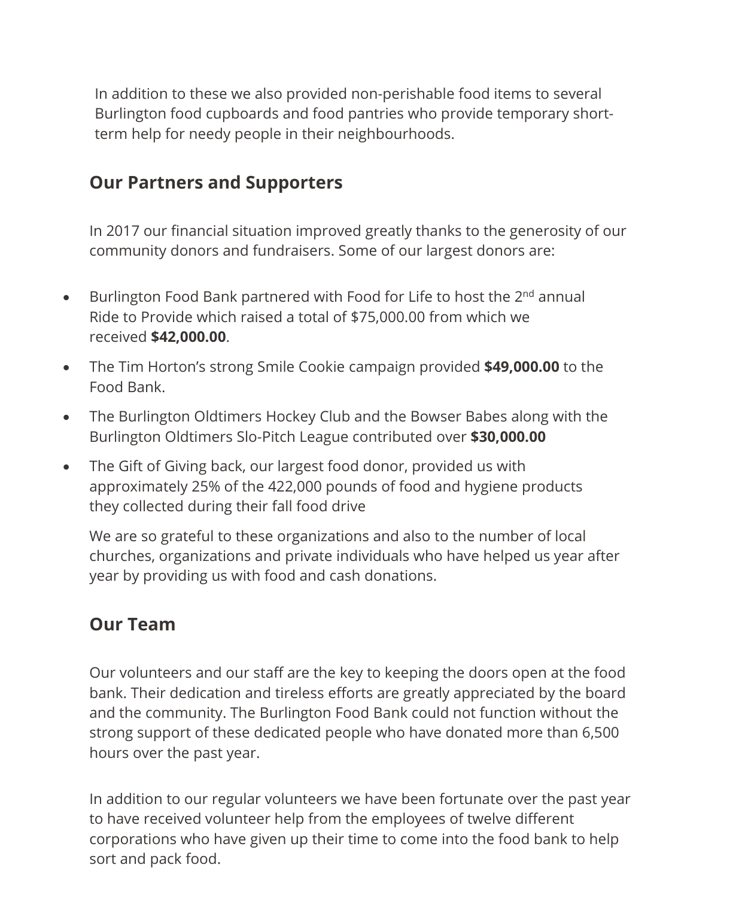In addition to these we also provided non-perishable food items to several Burlington food cupboards and food pantries who provide temporary short-term help for needy people in their neighbourhoods.

## Our Partners and Supporters

In 2017 our financial situation improved greatly thanks to the generosity of our community donors and fundraisers. Some of our largest donors are:

- Burlington Food Bank partnered with Food for Life to host the 2nd annual Ride to Provide which raised a total of $75,000.00 from which we received **$42,000.00**.
- The Tim Horton's strong Smile Cookie campaign provided **$49,000.00** to the Food Bank.
- The Burlington Oldtimers Hockey Club and the Bowser Babes along with the Burlington Oldtimers Slo-Pitch League contributed over **$30,000.00**
- The Gift of Giving back, our largest food donor, provided us with approximately 25% of the 422,000 pounds of food and hygiene products they collected during their fall food drive

We are so grateful to these organizations and also to the number of local churches, organizations and private individuals who have helped us year after year by providing us with food and cash donations.

## Our Team

Our volunteers and our staff are the key to keeping the doors open at the food bank. Their dedication and tireless efforts are greatly appreciated by the board and the community. The Burlington Food Bank could not function without the strong support of these dedicated people who have donated more than 6,500 hours over the past year.

In addition to our regular volunteers we have been fortunate over the past year to have received volunteer help from the employees of twelve different corporations who have given up their time to come into the food bank to help sort and pack food.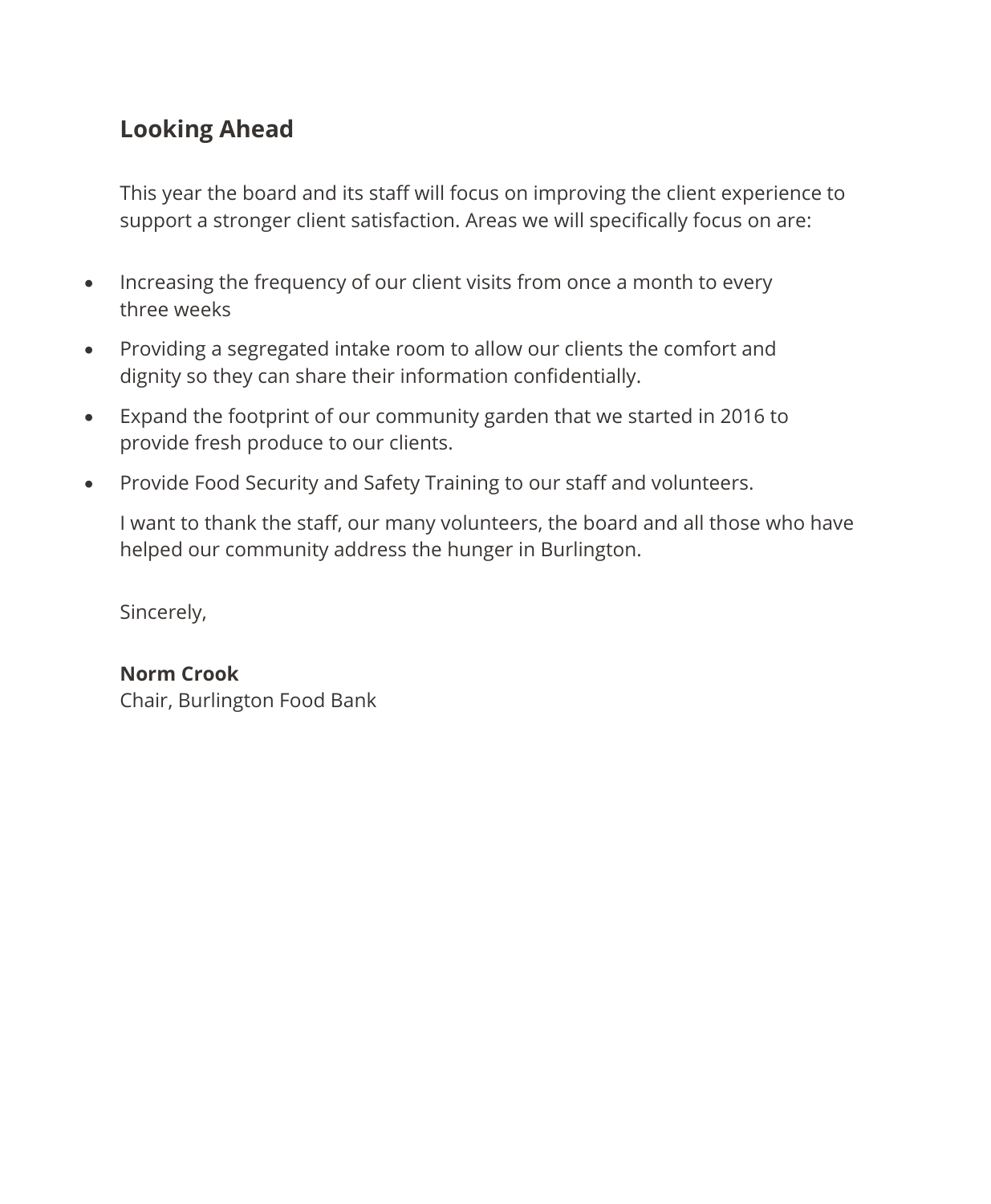## Looking Ahead

This year the board and its staff will focus on improving the client experience to support a stronger client satisfaction. Areas we will specifically focus on are:

- Increasing the frequency of our client visits from once a month to every three weeks
- Providing a segregated intake room to allow our clients the comfort and dignity so they can share their information confidentially.
- Expand the footprint of our community garden that we started in 2016 to provide fresh produce to our clients.
- Provide Food Security and Safety Training to our staff and volunteers.

I want to thank the staff, our many volunteers, the board and all those who have helped our community address the hunger in Burlington.

Sincerely,

**Norm Crook**
Chair, Burlington Food Bank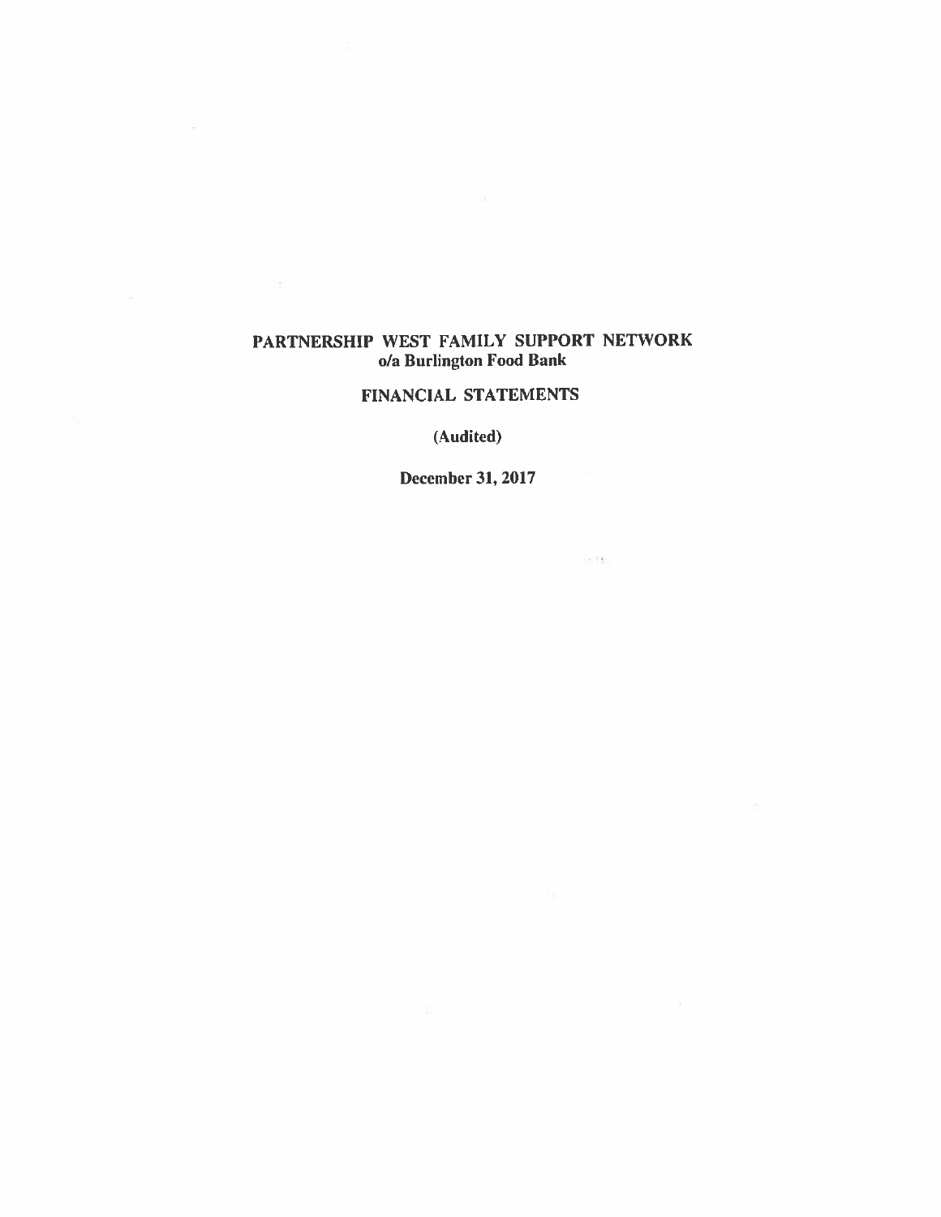# PARTNERSHIP WEST FAMILY SUPPORT NETWORK
**o/a Burlington Food Bank**

## FINANCIAL STATEMENTS

**(Audited)**

**December 31, 2017**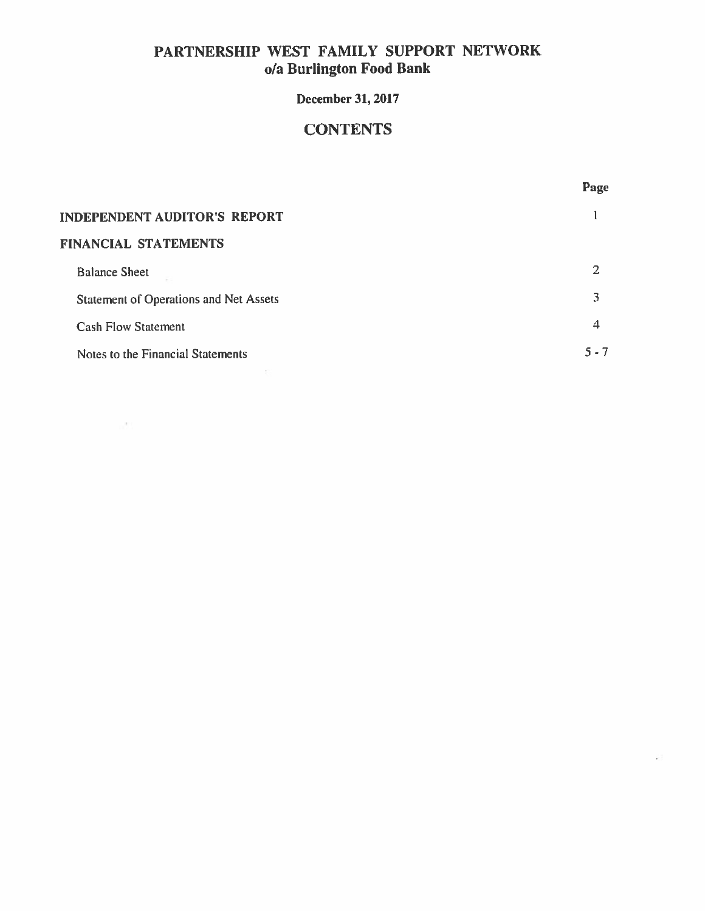# PARTNERSHIP WEST FAMILY SUPPORT NETWORK
## o/a Burlington Food Bank

**December 31, 2017**

## CONTENTS

| | Page |
|---|---|
| **INDEPENDENT AUDITOR'S REPORT** | 1 |
| **FINANCIAL STATEMENTS** | |
| Balance Sheet | 2 |
| Statement of Operations and Net Assets | 3 |
| Cash Flow Statement | 4 |
| Notes to the Financial Statements | 5 - 7 |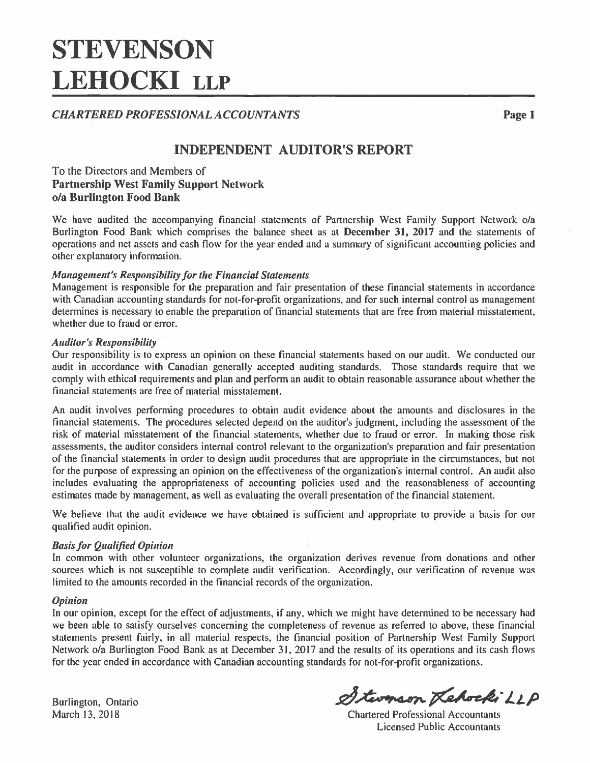# STEVENSON LEHOCKI LLP

*CHARTERED PROFESSIONAL ACCOUNTANTS*

## INDEPENDENT AUDITOR'S REPORT

To the Directors and Members of
**Partnership West Family Support Network**
**o/a Burlington Food Bank**

We have audited the accompanying financial statements of Partnership West Family Support Network o/a Burlington Food Bank which comprises the balance sheet as at **December 31, 2017** and the statements of operations and net assets and cash flow for the year ended and a summary of significant accounting policies and other explanatory information.

### *Management's Responsibility for the Financial Statements*

Management is responsible for the preparation and fair presentation of these financial statements in accordance with Canadian accounting standards for not-for-profit organizations, and for such internal control as management determines is necessary to enable the preparation of financial statements that are free from material misstatement, whether due to fraud or error.

### *Auditor's Responsibility*

Our responsibility is to express an opinion on these financial statements based on our audit. We conducted our audit in accordance with Canadian generally accepted auditing standards. Those standards require that we comply with ethical requirements and plan and perform an audit to obtain reasonable assurance about whether the financial statements are free of material misstatement.

An audit involves performing procedures to obtain audit evidence about the amounts and disclosures in the financial statements. The procedures selected depend on the auditor's judgment, including the assessment of the risk of material misstatement of the financial statements, whether due to fraud or error. In making those risk assessments, the auditor considers internal control relevant to the organization's preparation and fair presentation of the financial statements in order to design audit procedures that are appropriate in the circumstances, but not for the purpose of expressing an opinion on the effectiveness of the organization's internal control. An audit also includes evaluating the appropriateness of accounting policies used and the reasonableness of accounting estimates made by management, as well as evaluating the overall presentation of the financial statement.

We believe that the audit evidence we have obtained is sufficient and appropriate to provide a basis for our qualified audit opinion.

### *Basis for Qualified Opinion*

In common with other volunteer organizations, the organization derives revenue from donations and other sources which is not susceptible to complete audit verification. Accordingly, our verification of revenue was limited to the amounts recorded in the financial records of the organization.

### *Opinion*

In our opinion, except for the effect of adjustments, if any, which we might have determined to be necessary had we been able to satisfy ourselves concerning the completeness of revenue as referred to above, these financial statements present fairly, in all material respects, the financial position of Partnership West Family Support Network o/a Burlington Food Bank as at December 31, 2017 and the results of its operations and its cash flows for the year ended in accordance with Canadian accounting standards for not-for-profit organizations.

Burlington, Ontario
March 13, 2018

Stevenson Lehocki LLP
Chartered Professional Accountants
Licensed Public Accountants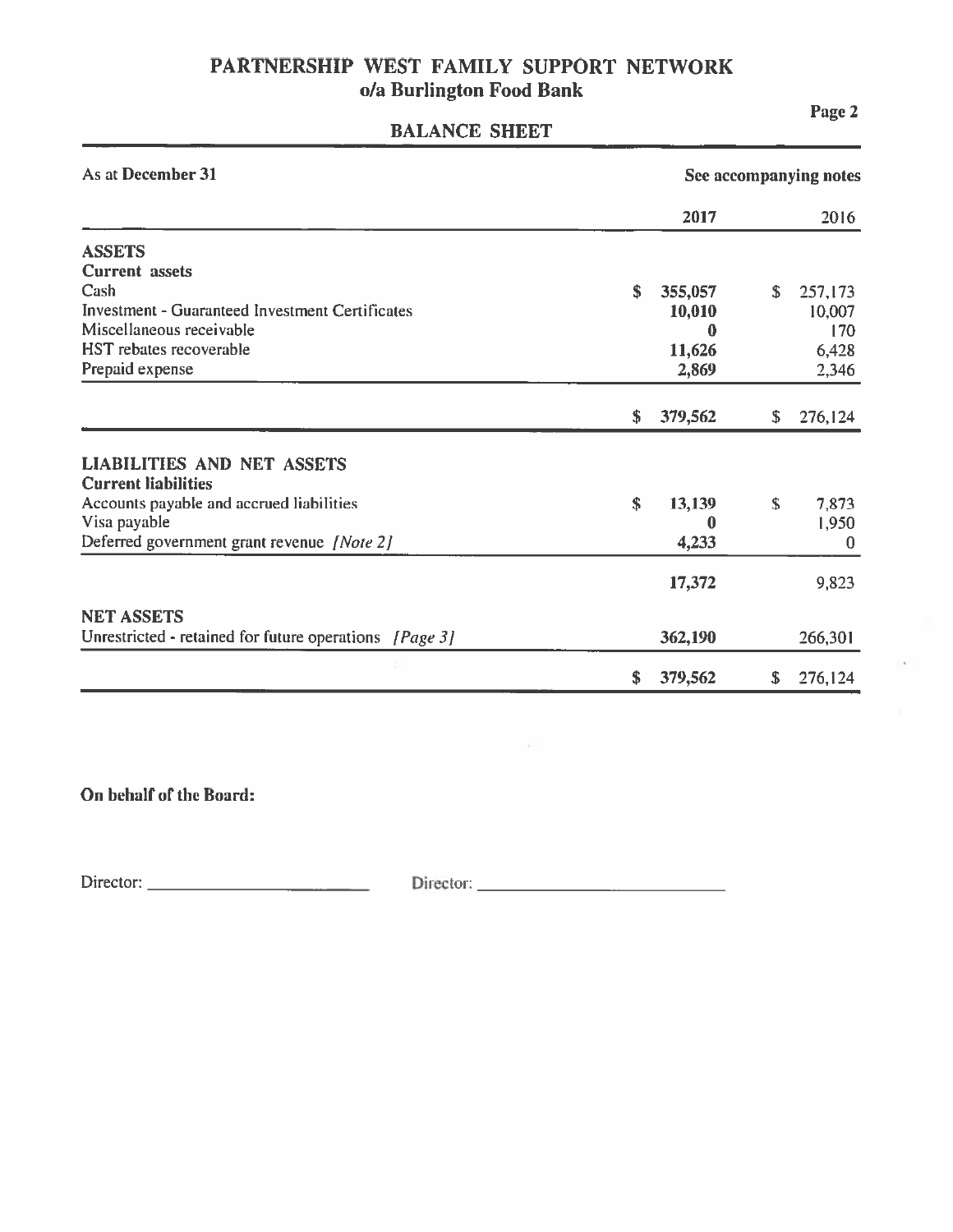# PARTNERSHIP WEST FAMILY SUPPORT NETWORK
## o/a Burlington Food Bank

## BALANCE SHEET

| As at **December 31** | See accompanying notes | |
|---|---|---|
| | **2017** | 2016 |
| **ASSETS** | | |
| **Current assets** | | |
| Cash | **$ 355,057** | $ 257,173 |
| Investment - Guaranteed Investment Certificates | **10,010** | 10,007 |
| Miscellaneous receivable | **0** | 170 |
| HST rebates recoverable | **11,626** | 6,428 |
| Prepaid expense | **2,869** | 2,346 |
| | **$ 379,562** | $ 276,124 |
| **LIABILITIES AND NET ASSETS** | | |
| **Current liabilities** | | |
| Accounts payable and accrued liabilities | **$ 13,139** | $ 7,873 |
| Visa payable | **0** | 1,950 |
| Deferred government grant revenue *[Note 2]* | **4,233** | 0 |
| | **17,372** | 9,823 |
| **NET ASSETS** | | |
| Unrestricted - retained for future operations *[Page 3]* | **362,190** | 266,301 |
| | **$ 379,562** | $ 276,124 |

**On behalf of the Board:**

Director: ______________________ Director: ______________________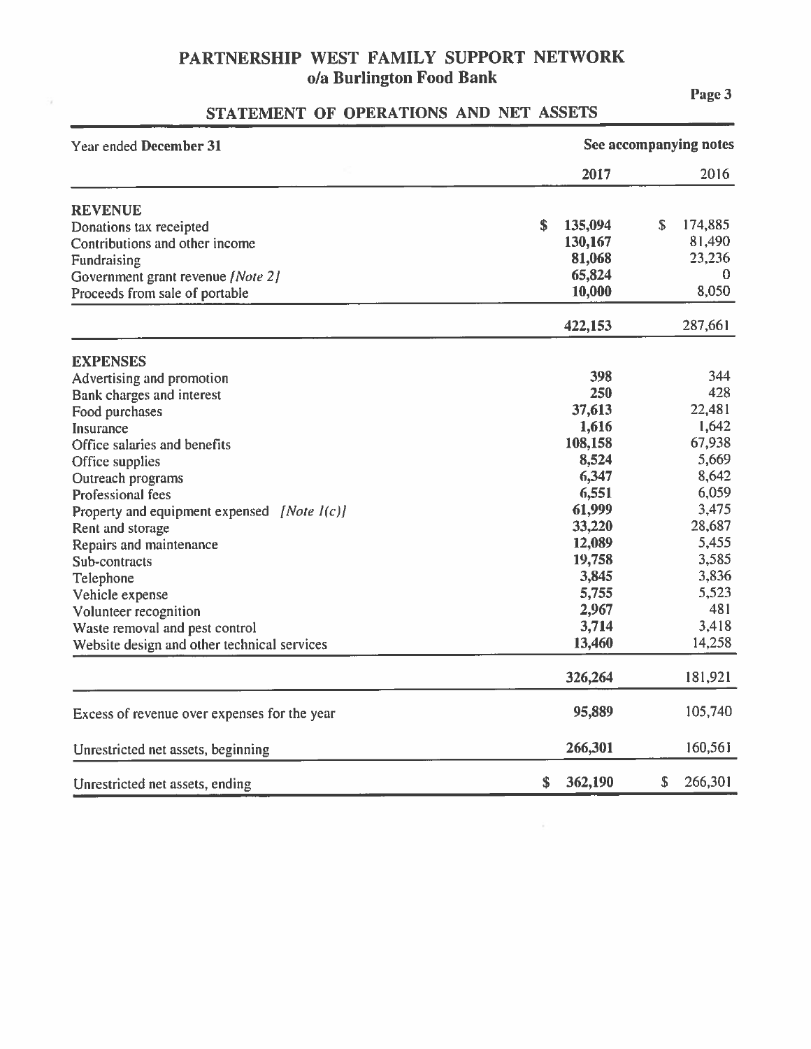# PARTNERSHIP WEST FAMILY SUPPORT NETWORK
## o/a Burlington Food Bank

### STATEMENT OF OPERATIONS AND NET ASSETS

| Year ended **December 31** | See accompanying notes | |
|---|---|---|
| | **2017** | 2016 |
| **REVENUE** | | |
| Donations tax receipted | **$ 135,094** | $ 174,885 |
| Contributions and other income | **130,167** | 81,490 |
| Fundraising | **81,068** | 23,236 |
| Government grant revenue *[Note 2]* | **65,824** | 0 |
| Proceeds from sale of portable | **10,000** | 8,050 |
| | **422,153** | 287,661 |
| **EXPENSES** | | |
| Advertising and promotion | **398** | 344 |
| Bank charges and interest | **250** | 428 |
| Food purchases | **37,613** | 22,481 |
| Insurance | **1,616** | 1,642 |
| Office salaries and benefits | **108,158** | 67,938 |
| Office supplies | **8,524** | 5,669 |
| Outreach programs | **6,347** | 8,642 |
| Professional fees | **6,551** | 6,059 |
| Property and equipment expensed *[Note 1(c)]* | **61,999** | 3,475 |
| Rent and storage | **33,220** | 28,687 |
| Repairs and maintenance | **12,089** | 5,455 |
| Sub-contracts | **19,758** | 3,585 |
| Telephone | **3,845** | 3,836 |
| Vehicle expense | **5,755** | 5,523 |
| Volunteer recognition | **2,967** | 481 |
| Waste removal and pest control | **3,714** | 3,418 |
| Website design and other technical services | **13,460** | 14,258 |
| | **326,264** | 181,921 |
| Excess of revenue over expenses for the year | **95,889** | 105,740 |
| Unrestricted net assets, beginning | **266,301** | 160,561 |
| Unrestricted net assets, ending | **$ 362,190** | $ 266,301 |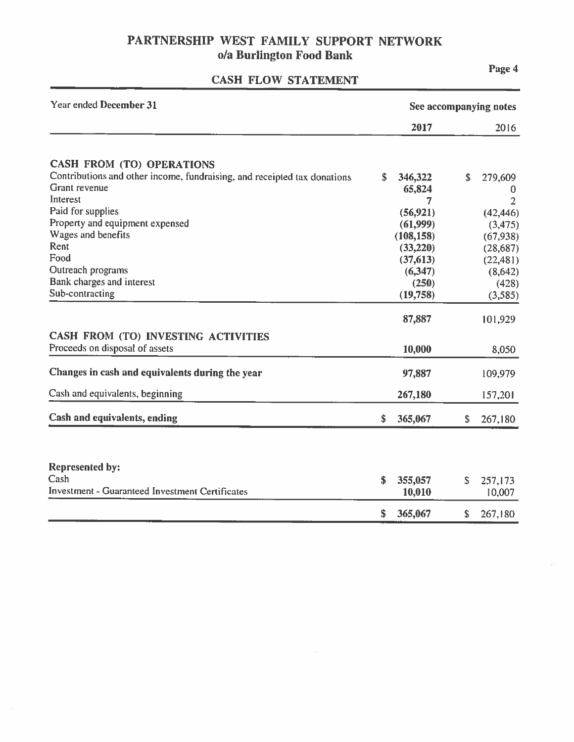# PARTNERSHIP WEST FAMILY SUPPORT NETWORK
## o/a Burlington Food Bank

## CASH FLOW STATEMENT

| Year ended December 31 | See accompanying notes | |
|---|---|---|
| | **2017** | 2016 |
| **CASH FROM (TO) OPERATIONS** | | |
| Contributions and other income, fundraising, and receipted tax donations | **$ 346,322** | $ 279,609 |
| Grant revenue | **65,824** | 0 |
| Interest | **7** | 2 |
| Paid for supplies | **(56,921)** | (42,446) |
| Property and equipment expensed | **(61,999)** | (3,475) |
| Wages and benefits | **(108,158)** | (67,938) |
| Rent | **(33,220)** | (28,687) |
| Food | **(37,613)** | (22,481) |
| Outreach programs | **(6,347)** | (8,642) |
| Bank charges and interest | **(250)** | (428) |
| Sub-contracting | **(19,758)** | (3,585) |
| | **87,887** | 101,929 |
| **CASH FROM (TO) INVESTING ACTIVITIES** | | |
| Proceeds on disposal of assets | **10,000** | 8,050 |
| **Changes in cash and equivalents during the year** | **97,887** | 109,979 |
| Cash and equivalents, beginning | **267,180** | 157,201 |
| **Cash and equivalents, ending** | **$ 365,067** | $ 267,180 |

| **Represented by:** | | |
|---|---|---|
| Cash | **$ 355,057** | $ 257,173 |
| Investment - Guaranteed Investment Certificates | **10,010** | 10,007 |
| | **$ 365,067** | $ 267,180 |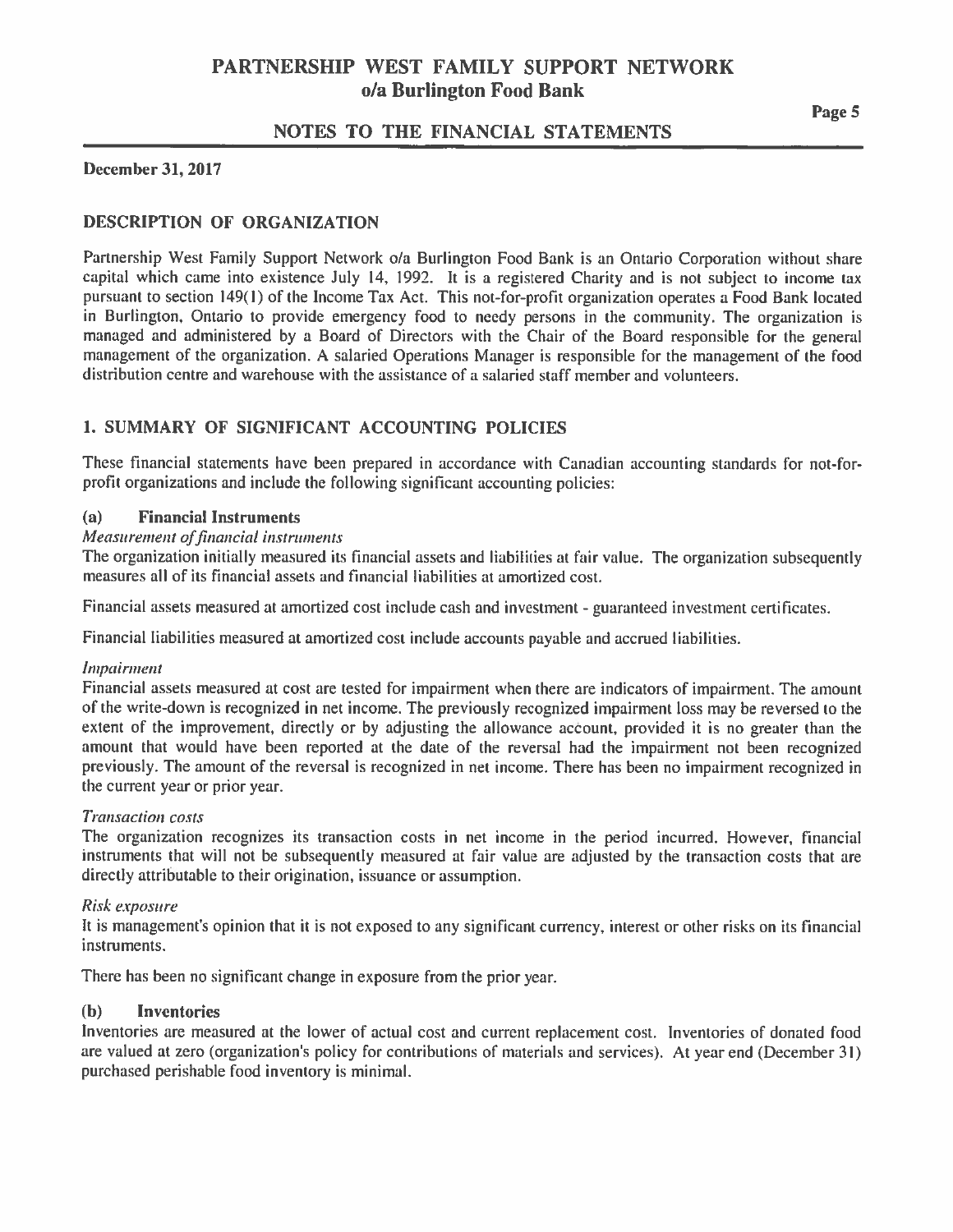# PARTNERSHIP WEST FAMILY SUPPORT NETWORK
## o/a Burlington Food Bank

## NOTES TO THE FINANCIAL STATEMENTS

**December 31, 2017**

### DESCRIPTION OF ORGANIZATION

Partnership West Family Support Network o/a Burlington Food Bank is an Ontario Corporation without share capital which came into existence July 14, 1992. It is a registered Charity and is not subject to income tax pursuant to section 149(1) of the Income Tax Act. This not-for-profit organization operates a Food Bank located in Burlington, Ontario to provide emergency food to needy persons in the community. The organization is managed and administered by a Board of Directors with the Chair of the Board responsible for the general management of the organization. A salaried Operations Manager is responsible for the management of the food distribution centre and warehouse with the assistance of a salaried staff member and volunteers.

### 1. SUMMARY OF SIGNIFICANT ACCOUNTING POLICIES

These financial statements have been prepared in accordance with Canadian accounting standards for not-for-profit organizations and include the following significant accounting policies:

#### (a) Financial Instruments

*Measurement of financial instruments*

The organization initially measured its financial assets and liabilities at fair value. The organization subsequently measures all of its financial assets and financial liabilities at amortized cost.

Financial assets measured at amortized cost include cash and investment - guaranteed investment certificates.

Financial liabilities measured at amortized cost include accounts payable and accrued liabilities.

*Impairment*

Financial assets measured at cost are tested for impairment when there are indicators of impairment. The amount of the write-down is recognized in net income. The previously recognized impairment loss may be reversed to the extent of the improvement, directly or by adjusting the allowance account, provided it is no greater than the amount that would have been reported at the date of the reversal had the impairment not been recognized previously. The amount of the reversal is recognized in net income. There has been no impairment recognized in the current year or prior year.

*Transaction costs*

The organization recognizes its transaction costs in net income in the period incurred. However, financial instruments that will not be subsequently measured at fair value are adjusted by the transaction costs that are directly attributable to their origination, issuance or assumption.

*Risk exposure*

It is management's opinion that it is not exposed to any significant currency, interest or other risks on its financial instruments.

There has been no significant change in exposure from the prior year.

#### (b) Inventories

Inventories are measured at the lower of actual cost and current replacement cost. Inventories of donated food are valued at zero (organization's policy for contributions of materials and services). At year end (December 31) purchased perishable food inventory is minimal.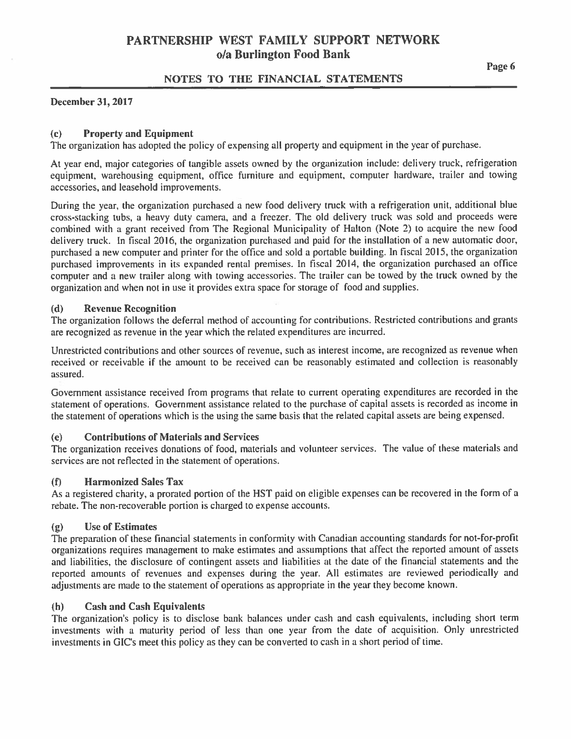# PARTNERSHIP WEST FAMILY SUPPORT NETWORK
## o/a Burlington Food Bank

## NOTES TO THE FINANCIAL STATEMENTS

**December 31, 2017**

### (c) Property and Equipment

The organization has adopted the policy of expensing all property and equipment in the year of purchase.

At year end, major categories of tangible assets owned by the organization include: delivery truck, refrigeration equipment, warehousing equipment, office furniture and equipment, computer hardware, trailer and towing accessories, and leasehold improvements.

During the year, the organization purchased a new food delivery truck with a refrigeration unit, additional blue cross-stacking tubs, a heavy duty camera, and a freezer. The old delivery truck was sold and proceeds were combined with a grant received from The Regional Municipality of Halton (Note 2) to acquire the new food delivery truck. In fiscal 2016, the organization purchased and paid for the installation of a new automatic door, purchased a new computer and printer for the office and sold a portable building. In fiscal 2015, the organization purchased improvements in its expanded rental premises. In fiscal 2014, the organization purchased an office computer and a new trailer along with towing accessories. The trailer can be towed by the truck owned by the organization and when not in use it provides extra space for storage of food and supplies.

### (d) Revenue Recognition

The organization follows the deferral method of accounting for contributions. Restricted contributions and grants are recognized as revenue in the year which the related expenditures are incurred.

Unrestricted contributions and other sources of revenue, such as interest income, are recognized as revenue when received or receivable if the amount to be received can be reasonably estimated and collection is reasonably assured.

Government assistance received from programs that relate to current operating expenditures are recorded in the statement of operations. Government assistance related to the purchase of capital assets is recorded as income in the statement of operations which is the using the same basis that the related capital assets are being expensed.

### (e) Contributions of Materials and Services

The organization receives donations of food, materials and volunteer services. The value of these materials and services are not reflected in the statement of operations.

### (f) Harmonized Sales Tax

As a registered charity, a prorated portion of the HST paid on eligible expenses can be recovered in the form of a rebate. The non-recoverable portion is charged to expense accounts.

### (g) Use of Estimates

The preparation of these financial statements in conformity with Canadian accounting standards for not-for-profit organizations requires management to make estimates and assumptions that affect the reported amount of assets and liabilities, the disclosure of contingent assets and liabilities at the date of the financial statements and the reported amounts of revenues and expenses during the year. All estimates are reviewed periodically and adjustments are made to the statement of operations as appropriate in the year they become known.

### (h) Cash and Cash Equivalents

The organization's policy is to disclose bank balances under cash and cash equivalents, including short term investments with a maturity period of less than one year from the date of acquisition. Only unrestricted investments in GIC's meet this policy as they can be converted to cash in a short period of time.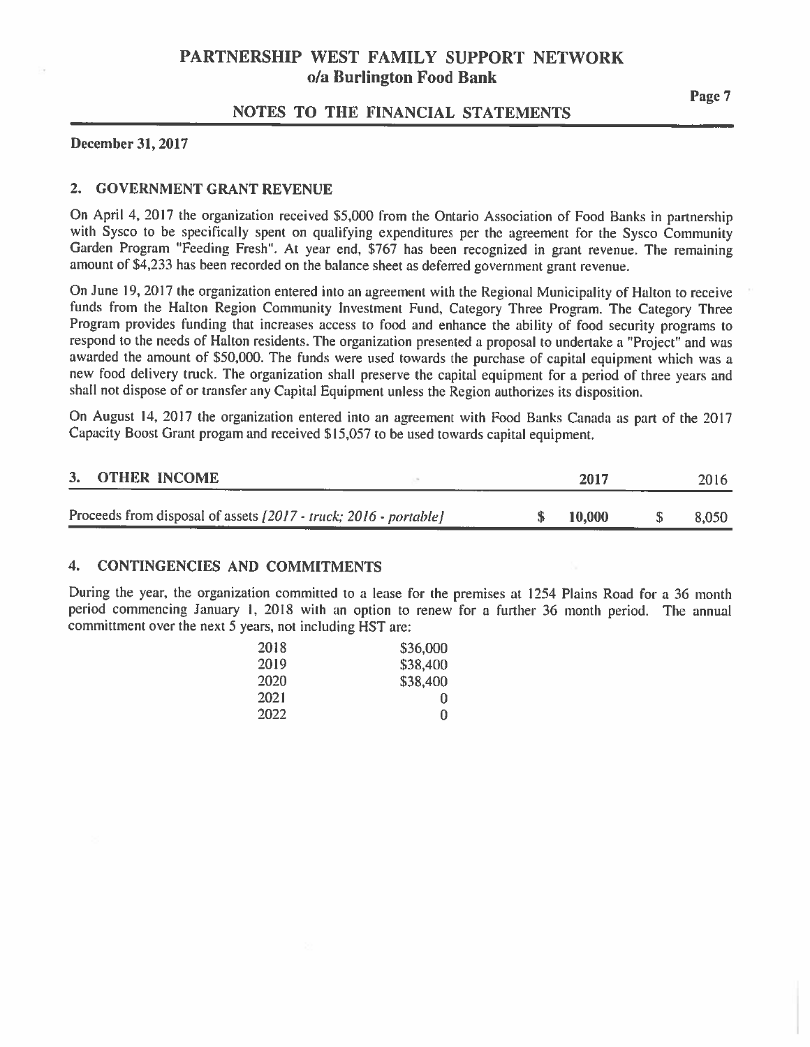# PARTNERSHIP WEST FAMILY SUPPORT NETWORK
## o/a Burlington Food Bank

### NOTES TO THE FINANCIAL STATEMENTS

**December 31, 2017**

## 2. GOVERNMENT GRANT REVENUE

On April 4, 2017 the organization received $5,000 from the Ontario Association of Food Banks in partnership with Sysco to be specifically spent on qualifying expenditures per the agreement for the Sysco Community Garden Program "Feeding Fresh". At year end, $767 has been recognized in grant revenue. The remaining amount of $4,233 has been recorded on the balance sheet as deferred government grant revenue.

On June 19, 2017 the organization entered into an agreement with the Regional Municipality of Halton to receive funds from the Halton Region Community Investment Fund, Category Three Program. The Category Three Program provides funding that increases access to food and enhance the ability of food security programs to respond to the needs of Halton residents. The organization presented a proposal to undertake a "Project" and was awarded the amount of $50,000. The funds were used towards the purchase of capital equipment which was a new food delivery truck. The organization shall preserve the capital equipment for a period of three years and shall not dispose of or transfer any Capital Equipment unless the Region authorizes its disposition.

On August 14, 2017 the organization entered into an agreement with Food Banks Canada as part of the 2017 Capacity Boost Grant progam and received $15,057 to be used towards capital equipment.

| 3. OTHER INCOME | 2017 | 2016 |
|---|---|---|
| Proceeds from disposal of assets *[2017 - truck; 2016 - portable]* | $ 10,000 | $ 8,050 |

## 4. CONTINGENCIES AND COMMITMENTS

During the year, the organization committed to a lease for the premises at 1254 Plains Road for a 36 month period commencing January 1, 2018 with an option to renew for a further 36 month period. The annual committment over the next 5 years, not including HST are:

| | |
|---|---|
| 2018 | $36,000 |
| 2019 | $38,400 |
| 2020 | $38,400 |
| 2021 | 0 |
| 2022 | 0 |